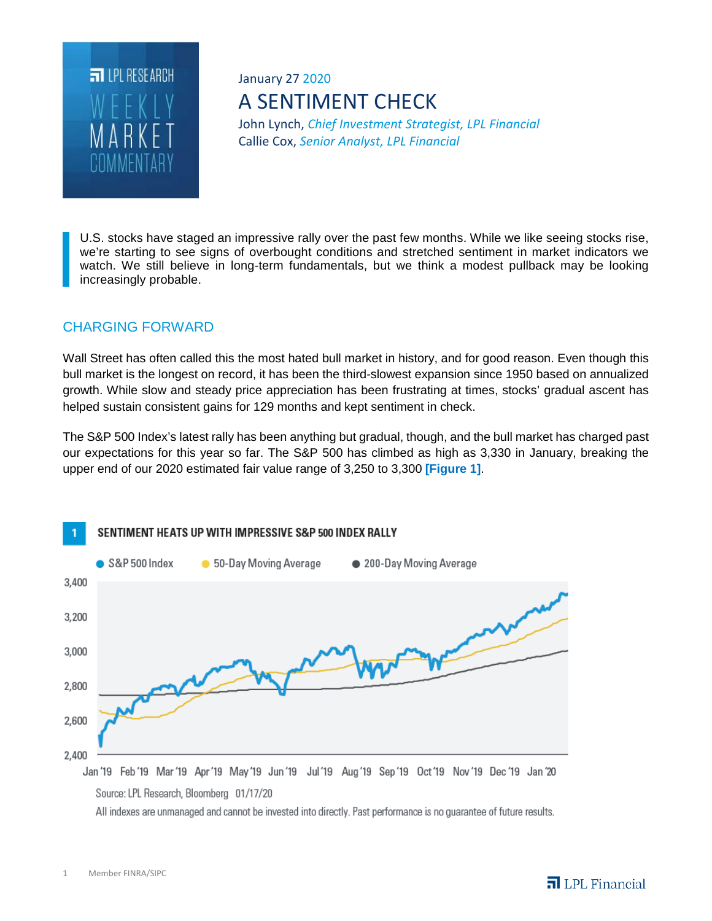LPL RESEARCH WEEKLY MARKET COMMENTARY

January 27 2020

# A SENTIMENT CHECK

John Lynch, *Chief Investment Strategist, LPL Financial*
Callie Cox, *Senior Analyst, LPL Financial*

U.S. stocks have staged an impressive rally over the past few months. While we like seeing stocks rise, we're starting to see signs of overbought conditions and stretched sentiment in market indicators we watch. We still believe in long-term fundamentals, but we think a modest pullback may be looking increasingly probable.

## CHARGING FORWARD

Wall Street has often called this the most hated bull market in history, and for good reason. Even though this bull market is the longest on record, it has been the third-slowest expansion since 1950 based on annualized growth. While slow and steady price appreciation has been frustrating at times, stocks' gradual ascent has helped sustain consistent gains for 129 months and kept sentiment in check.

The S&P 500 Index's latest rally has been anything but gradual, though, and the bull market has charged past our expectations for this year so far. The S&P 500 has climbed as high as 3,330 in January, breaking the upper end of our 2020 estimated fair value range of 3,250 to 3,300 **[Figure 1]**.

**1 SENTIMENT HEATS UP WITH IMPRESSIVE S&P 500 INDEX RALLY**

Legend: S&P 500 Index, 50-Day Moving Average, 200-Day Moving Average

Y-axis: 2,400 – 3,400; X-axis: Jan '19 – Jan '20

Source: LPL Research, Bloomberg 01/17/20

All indexes are unmanaged and cannot be invested into directly. Past performance is no guarantee of future results.

Member FINRA/SIPC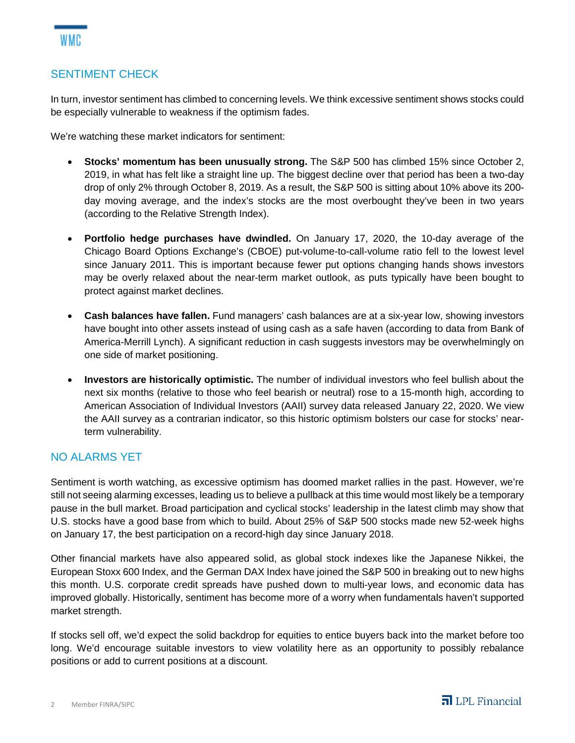## SENTIMENT CHECK

In turn, investor sentiment has climbed to concerning levels. We think excessive sentiment shows stocks could be especially vulnerable to weakness if the optimism fades.

We're watching these market indicators for sentiment:

- **Stocks' momentum has been unusually strong.** The S&P 500 has climbed 15% since October 2, 2019, in what has felt like a straight line up. The biggest decline over that period has been a two-day drop of only 2% through October 8, 2019. As a result, the S&P 500 is sitting about 10% above its 200-day moving average, and the index's stocks are the most overbought they've been in two years (according to the Relative Strength Index).

- **Portfolio hedge purchases have dwindled.** On January 17, 2020, the 10-day average of the Chicago Board Options Exchange's (CBOE) put-volume-to-call-volume ratio fell to the lowest level since January 2011. This is important because fewer put options changing hands shows investors may be overly relaxed about the near-term market outlook, as puts typically have been bought to protect against market declines.

- **Cash balances have fallen.** Fund managers' cash balances are at a six-year low, showing investors have bought into other assets instead of using cash as a safe haven (according to data from Bank of America-Merrill Lynch). A significant reduction in cash suggests investors may be overwhelmingly on one side of market positioning.

- **Investors are historically optimistic.** The number of individual investors who feel bullish about the next six months (relative to those who feel bearish or neutral) rose to a 15-month high, according to American Association of Individual Investors (AAII) survey data released January 22, 2020. We view the AAII survey as a contrarian indicator, so this historic optimism bolsters our case for stocks' near-term vulnerability.

## NO ALARMS YET

Sentiment is worth watching, as excessive optimism has doomed market rallies in the past. However, we're still not seeing alarming excesses, leading us to believe a pullback at this time would most likely be a temporary pause in the bull market. Broad participation and cyclical stocks' leadership in the latest climb may show that U.S. stocks have a good base from which to build. About 25% of S&P 500 stocks made new 52-week highs on January 17, the best participation on a record-high day since January 2018.

Other financial markets have also appeared solid, as global stock indexes like the Japanese Nikkei, the European Stoxx 600 Index, and the German DAX Index have joined the S&P 500 in breaking out to new highs this month. U.S. corporate credit spreads have pushed down to multi-year lows, and economic data has improved globally. Historically, sentiment has become more of a worry when fundamentals haven't supported market strength.

If stocks sell off, we'd expect the solid backdrop for equities to entice buyers back into the market before too long. We'd encourage suitable investors to view volatility here as an opportunity to possibly rebalance positions or add to current positions at a discount.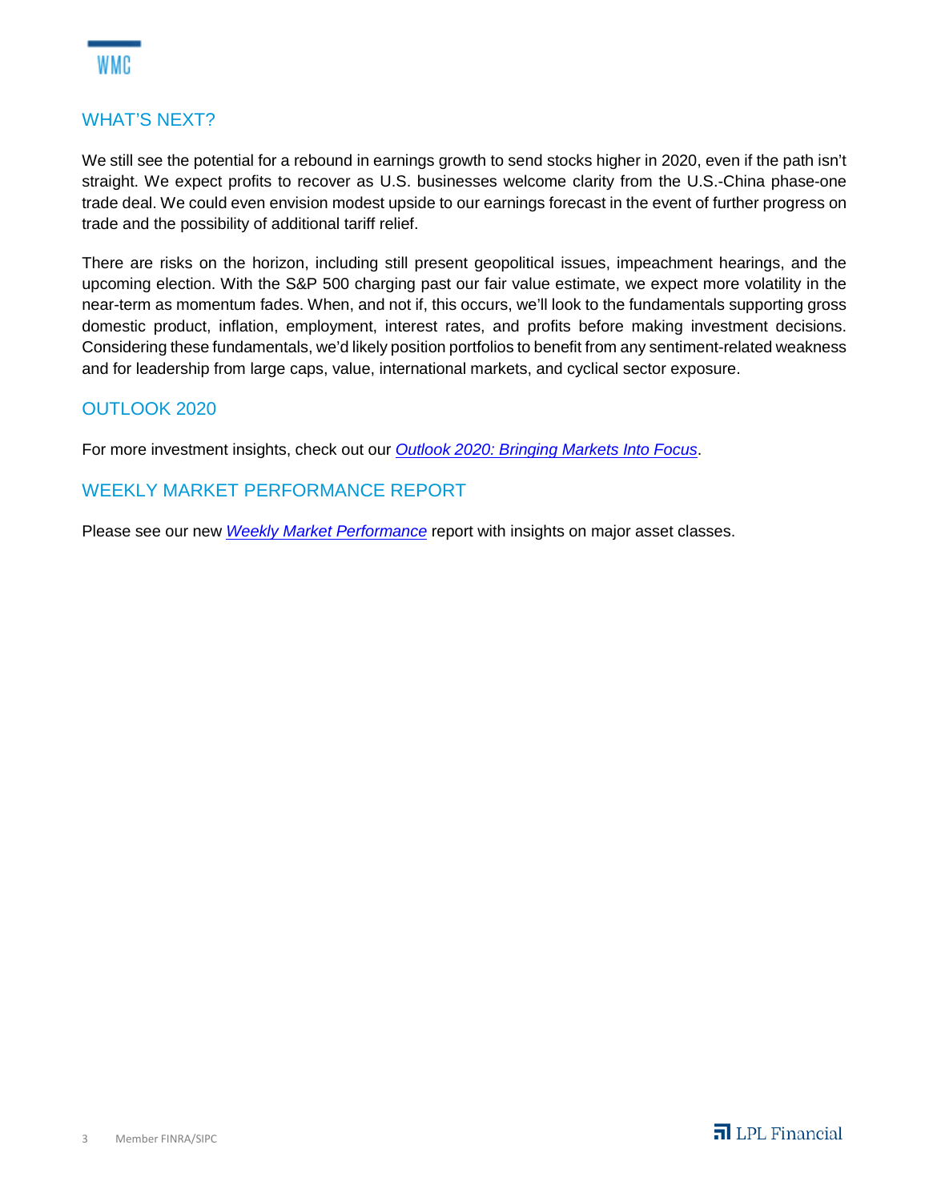## WHAT'S NEXT?

We still see the potential for a rebound in earnings growth to send stocks higher in 2020, even if the path isn't straight. We expect profits to recover as U.S. businesses welcome clarity from the U.S.-China phase-one trade deal. We could even envision modest upside to our earnings forecast in the event of further progress on trade and the possibility of additional tariff relief.

There are risks on the horizon, including still present geopolitical issues, impeachment hearings, and the upcoming election. With the S&P 500 charging past our fair value estimate, we expect more volatility in the near-term as momentum fades. When, and not if, this occurs, we'll look to the fundamentals supporting gross domestic product, inflation, employment, interest rates, and profits before making investment decisions. Considering these fundamentals, we'd likely position portfolios to benefit from any sentiment-related weakness and for leadership from large caps, value, international markets, and cyclical sector exposure.

## OUTLOOK 2020

For more investment insights, check out our *Outlook 2020: Bringing Markets Into Focus*.

## WEEKLY MARKET PERFORMANCE REPORT

Please see our new *Weekly Market Performance* report with insights on major asset classes.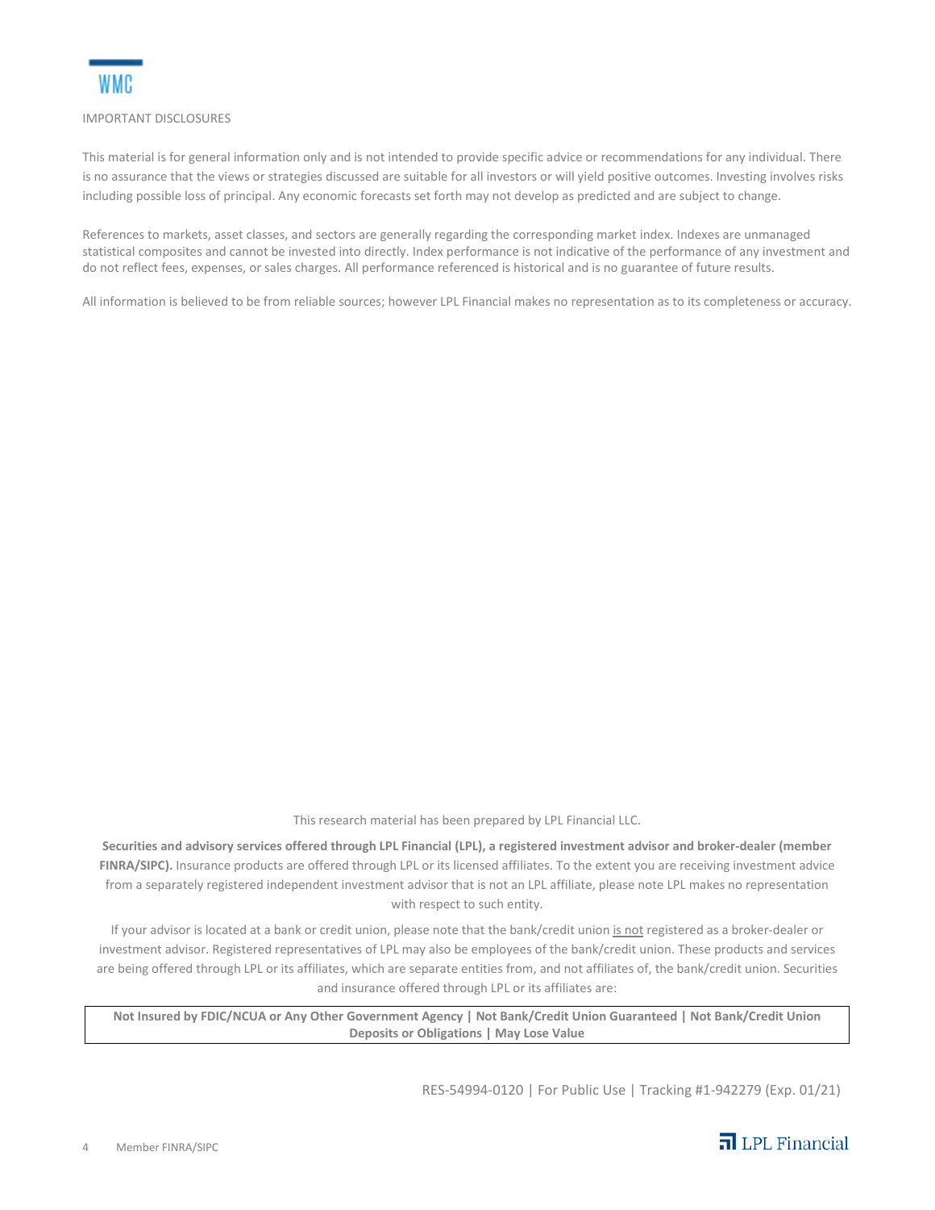IMPORTANT DISCLOSURES

This material is for general information only and is not intended to provide specific advice or recommendations for any individual. There is no assurance that the views or strategies discussed are suitable for all investors or will yield positive outcomes. Investing involves risks including possible loss of principal. Any economic forecasts set forth may not develop as predicted and are subject to change.

References to markets, asset classes, and sectors are generally regarding the corresponding market index. Indexes are unmanaged statistical composites and cannot be invested into directly. Index performance is not indicative of the performance of any investment and do not reflect fees, expenses, or sales charges. All performance referenced is historical and is no guarantee of future results.

All information is believed to be from reliable sources; however LPL Financial makes no representation as to its completeness or accuracy.

This research material has been prepared by LPL Financial LLC.

**Securities and advisory services offered through LPL Financial (LPL), a registered investment advisor and broker-dealer (member FINRA/SIPC).** Insurance products are offered through LPL or its licensed affiliates. To the extent you are receiving investment advice from a separately registered independent investment advisor that is not an LPL affiliate, please note LPL makes no representation with respect to such entity.

If your advisor is located at a bank or credit union, please note that the bank/credit union is not registered as a broker-dealer or investment advisor. Registered representatives of LPL may also be employees of the bank/credit union. These products and services are being offered through LPL or its affiliates, which are separate entities from, and not affiliates of, the bank/credit union. Securities and insurance offered through LPL or its affiliates are:

**Not Insured by FDIC/NCUA or Any Other Government Agency | Not Bank/Credit Union Guaranteed | Not Bank/Credit Union Deposits or Obligations | May Lose Value**

RES-54994-0120 | For Public Use | Tracking #1-942279 (Exp. 01/21)

Member FINRA/SIPC

LPL Financial